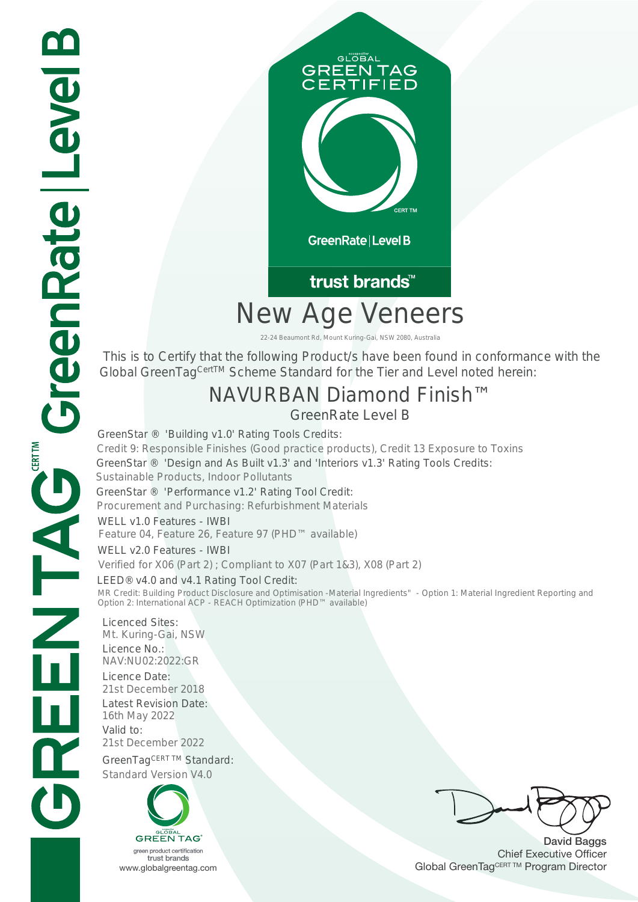GreenTag CERT TM GreenRate | Level B

GLOBAL GREEN TAG CERTIFIED

CERT TM

GreenRate | Level B

trust brands™

# New Age Veneers

22-24 Beaumont Rd, Mount Kuring-Gai, NSW 2080, Australia

This is to Certify that the following Product/s have been found in conformance with the Global GreenTag CertTM Scheme Standard for the Tier and Level noted herein:

## NAVURBAN Diamond Finish™

GreenRate Level B

GreenStar ® 'Building v1.0' Rating Tools Credits:
Credit 9: Responsible Finishes (Good practice products), Credit 13 Exposure to Toxins

GreenStar ® 'Design and As Built v1.3' and 'Interiors v1.3' Rating Tools Credits:
Sustainable Products, Indoor Pollutants

GreenStar ® 'Performance v1.2' Rating Tool Credit:
Procurement and Purchasing: Refurbishment Materials

WELL v1.0 Features - IWBI
Feature 04, Feature 26, Feature 97 (PHD™ available)

WELL v2.0 Features - IWBI
Verified for X06 (Part 2) ; Compliant to X07 (Part 1&3), X08 (Part 2)

LEED® v4.0 and v4.1 Rating Tool Credit:
MR Credit: Building Product Disclosure and Optimisation -Material Ingredients" - Option 1: Material Ingredient Reporting and Option 2: International ACP - REACH Optimization (PHD™ available)

Licenced Sites:
Mt. Kuring-Gai, NSW

Licence No.:
NAV:NU02:2022:GR

Licence Date:
21st December 2018

Latest Revision Date:
16th May 2022

Valid to:
21st December 2022

GreenTag CERT TM Standard:
Standard Version V4.0

GLOBAL GREEN TAG
green product certification
trust brands
www.globalgreentag.com

David Baggs
Chief Executive Officer
Global GreenTag CERT TM Program Director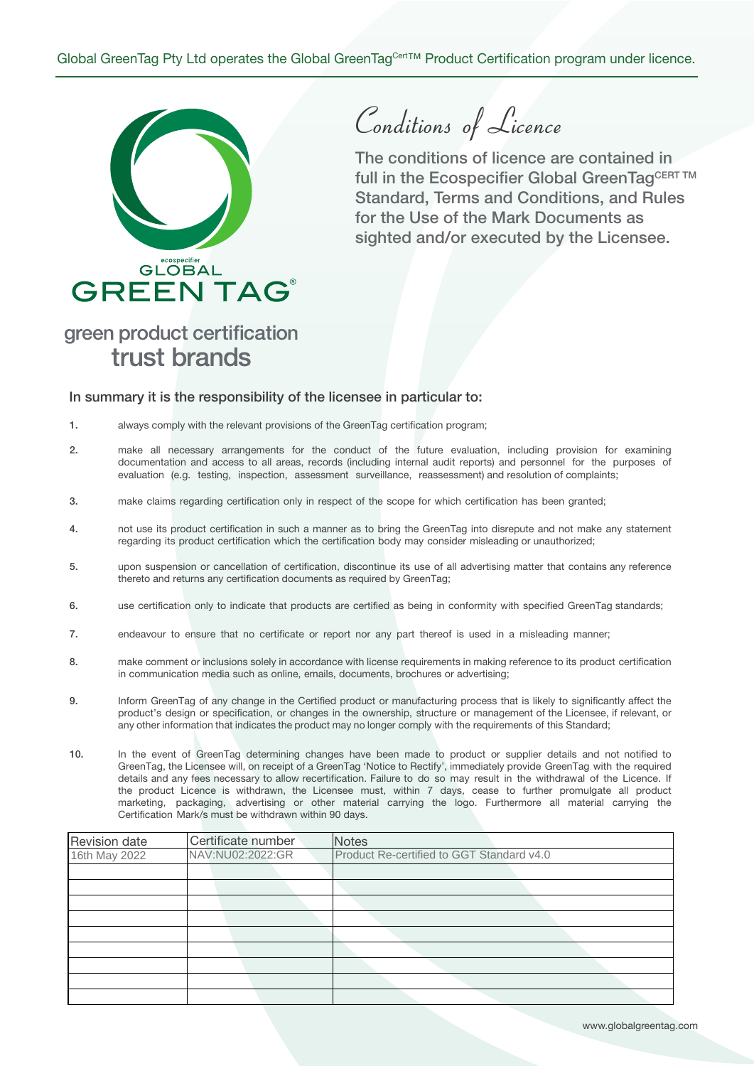Global GreenTag Pty Ltd operates the Global GreenTag[Cert™] Product Certification program under licence.

# Conditions of Licence

**The conditions of licence are contained in full in the Ecospecifier Global GreenTag[CERT TM] Standard, Terms and Conditions, and Rules for the Use of the Mark Documents as sighted and/or executed by the Licensee.**

ecospecifier
GLOBAL
GREEN TAG®

## green product certification
## trust brands

### In summary it is the responsibility of the licensee in particular to:

1. always comply with the relevant provisions of the GreenTag certification program;

2. make all necessary arrangements for the conduct of the future evaluation, including provision for examining documentation and access to all areas, records (including internal audit reports) and personnel for the purposes of evaluation (e.g. testing, inspection, assessment surveillance, reassessment) and resolution of complaints;

3. make claims regarding certification only in respect of the scope for which certification has been granted;

4. not use its product certification in such a manner as to bring the GreenTag into disrepute and not make any statement regarding its product certification which the certification body may consider misleading or unauthorized;

5. upon suspension or cancellation of certification, discontinue its use of all advertising matter that contains any reference thereto and returns any certification documents as required by GreenTag;

6. use certification only to indicate that products are certified as being in conformity with specified GreenTag standards;

7. endeavour to ensure that no certificate or report nor any part thereof is used in a misleading manner;

8. make comment or inclusions solely in accordance with license requirements in making reference to its product certification in communication media such as online, emails, documents, brochures or advertising;

9. Inform GreenTag of any change in the Certified product or manufacturing process that is likely to significantly affect the product's design or specification, or changes in the ownership, structure or management of the Licensee, if relevant, or any other information that indicates the product may no longer comply with the requirements of this Standard;

10. In the event of GreenTag determining changes have been made to product or supplier details and not notified to GreenTag, the Licensee will, on receipt of a GreenTag 'Notice to Rectify', immediately provide GreenTag with the required details and any fees necessary to allow recertification. Failure to do so may result in the withdrawal of the Licence. If the product Licence is withdrawn, the Licensee must, within 7 days, cease to further promulgate all product marketing, packaging, advertising or other material carrying the logo. Furthermore all material carrying the Certification Mark/s must be withdrawn within 90 days.

| Revision date | Certificate number | Notes |
|---|---|---|
| 16th May 2022 | NAV:NU02:2022:GR | Product Re-certified to GGT Standard v4.0 |
| | | |
| | | |
| | | |
| | | |
| | | |
| | | |
| | | |
| | | |
| | | |

www.globalgreentag.com